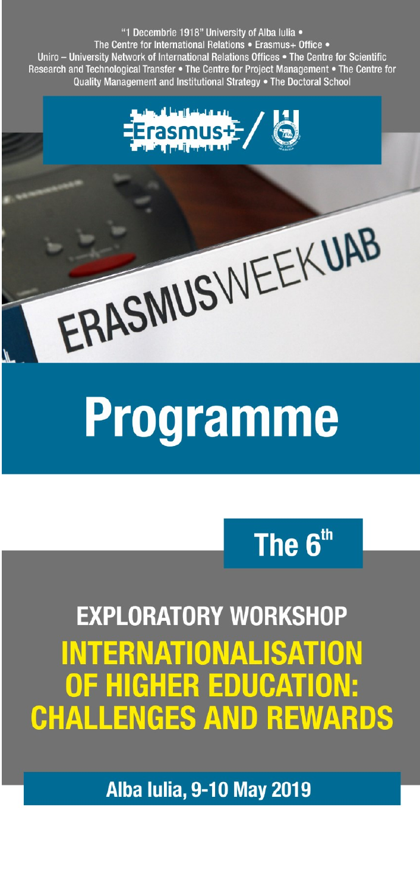"1 Decembrie 1918" University of Alba Iulia • The Centre for International Relations • Erasmus+ Office • Uniro – University Network of International Relations Offices • The Centre for Scientific Research and Technological Transfer • The Centre for Project Management • The Centre for Quality Management and Institutional Strategy • The Doctoral School

Erasmus+ /

ERASMUSWEEKUAB

# Programme

The 6th

## EXPLORATORY WORKSHOP

## INTERNATIONALISATION OF HIGHER EDUCATION: CHALLENGES AND REWARDS

**Alba Iulia, 9-10 May 2019**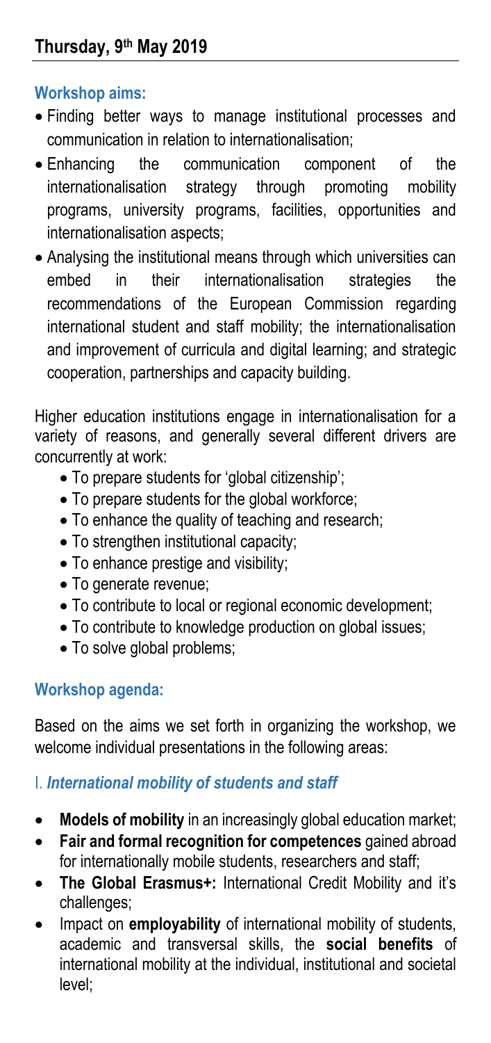## Thursday, 9th May 2019

### Workshop aims:

- Finding better ways to manage institutional processes and communication in relation to internationalisation;
- Enhancing the communication component of the internationalisation strategy through promoting mobility programs, university programs, facilities, opportunities and internationalisation aspects;
- Analysing the institutional means through which universities can embed in their internationalisation strategies the recommendations of the European Commission regarding international student and staff mobility; the internationalisation and improvement of curricula and digital learning; and strategic cooperation, partnerships and capacity building.

Higher education institutions engage in internationalisation for a variety of reasons, and generally several different drivers are concurrently at work:

- To prepare students for 'global citizenship';
- To prepare students for the global workforce;
- To enhance the quality of teaching and research;
- To strengthen institutional capacity;
- To enhance prestige and visibility;
- To generate revenue;
- To contribute to local or regional economic development;
- To contribute to knowledge production on global issues;
- To solve global problems;

### Workshop agenda:

Based on the aims we set forth in organizing the workshop, we welcome individual presentations in the following areas:

#### I. *International mobility of students and staff*

- **Models of mobility** in an increasingly global education market;
- **Fair and formal recognition for competences** gained abroad for internationally mobile students, researchers and staff;
- **The Global Erasmus+:** International Credit Mobility and it's challenges;
- Impact on **employability** of international mobility of students, academic and transversal skills, the **social benefits** of international mobility at the individual, institutional and societal level;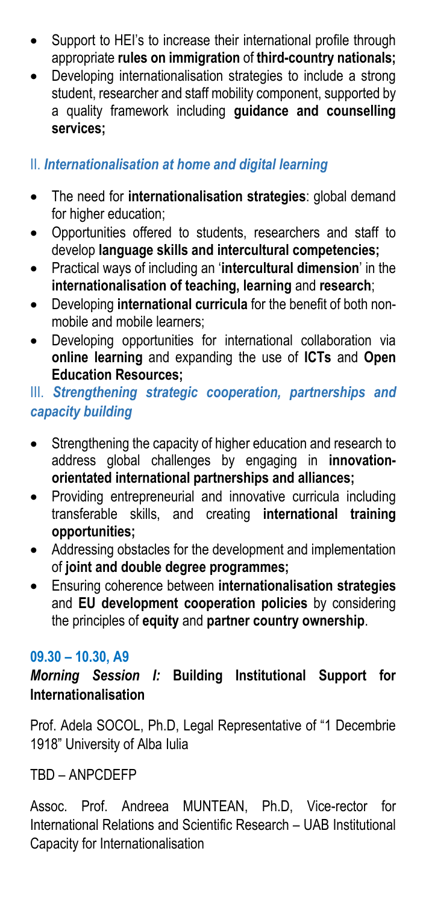- Support to HEI's to increase their international profile through appropriate **rules on immigration** of **third-country nationals;**
- Developing internationalisation strategies to include a strong student, researcher and staff mobility component, supported by a quality framework including **guidance and counselling services;**

### II. *Internationalisation at home and digital learning*

- The need for **internationalisation strategies**: global demand for higher education;
- Opportunities offered to students, researchers and staff to develop **language skills and intercultural competencies;**
- Practical ways of including an '**intercultural dimension**' in the **internationalisation of teaching, learning** and **research**;
- Developing **international curricula** for the benefit of both non-mobile and mobile learners;
- Developing opportunities for international collaboration via **online learning** and expanding the use of **ICTs** and **Open Education Resources;**

### III. *Strengthening strategic cooperation, partnerships and capacity building*

- Strengthening the capacity of higher education and research to address global challenges by engaging in **innovation-orientated international partnerships and alliances;**
- Providing entrepreneurial and innovative curricula including transferable skills, and creating **international training opportunities;**
- Addressing obstacles for the development and implementation of **joint and double degree programmes;**
- Ensuring coherence between **internationalisation strategies** and **EU development cooperation policies** by considering the principles of **equity** and **partner country ownership**.

**09.30 – 10.30, A9**

***Morning Session I:*** **Building Institutional Support for Internationalisation**

Prof. Adela SOCOL, Ph.D, Legal Representative of "1 Decembrie 1918" University of Alba Iulia

TBD – ANPCDEFP

Assoc. Prof. Andreea MUNTEAN, Ph.D, Vice-rector for International Relations and Scientific Research – UAB Institutional Capacity for Internationalisation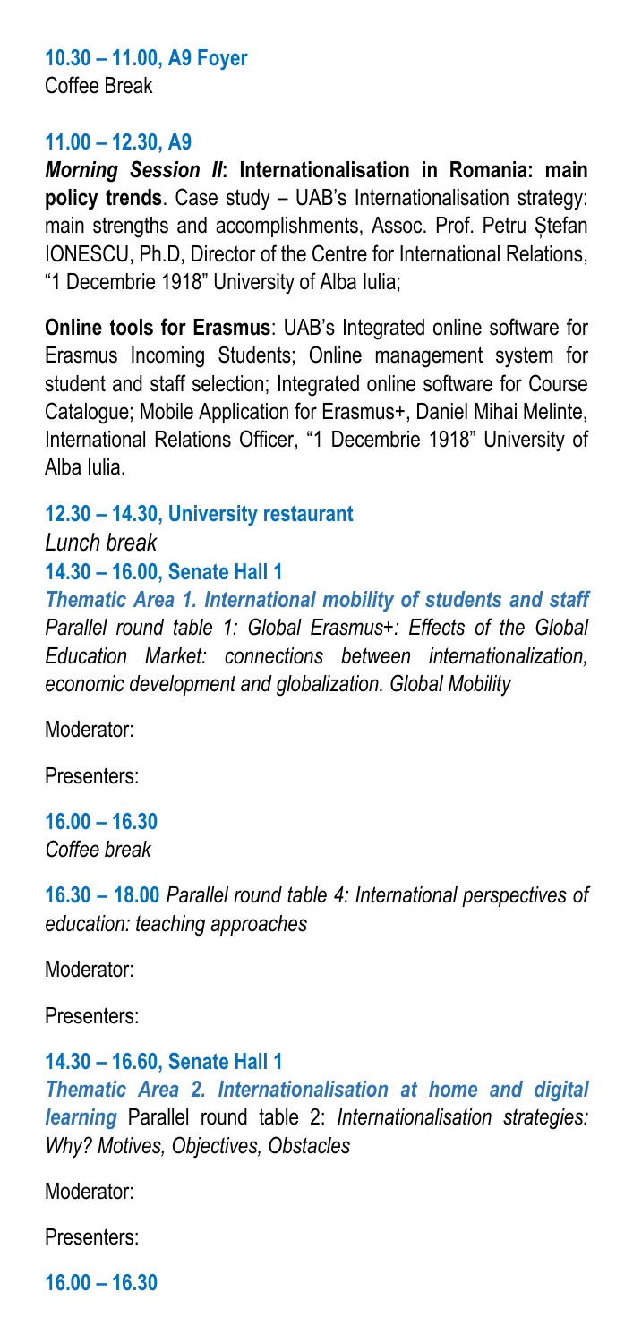**10.30 – 11.00, A9 Foyer**
Coffee Break

**11.00 – 12.30, A9**
***Morning Session II*: Internationalisation in Romania: main policy trends**. Case study – UAB's Internationalisation strategy: main strengths and accomplishments, Assoc. Prof. Petru Ștefan IONESCU, Ph.D, Director of the Centre for International Relations, "1 Decembrie 1918" University of Alba Iulia;

**Online tools for Erasmus**: UAB's Integrated online software for Erasmus Incoming Students; Online management system for student and staff selection; Integrated online software for Course Catalogue; Mobile Application for Erasmus+, Daniel Mihai Melinte, International Relations Officer, "1 Decembrie 1918" University of Alba Iulia.

**12.30 – 14.30, University restaurant**
*Lunch break*
**14.30 – 16.00, Senate Hall 1**
***Thematic Area 1. International mobility of students and staff*** *Parallel round table 1: Global Erasmus+: Effects of the Global Education Market: connections between internationalization, economic development and globalization. Global Mobility*

Moderator:

Presenters:

**16.00 – 16.30**
*Coffee break*

**16.30 – 18.00** *Parallel round table 4: International perspectives of education: teaching approaches*

Moderator:

Presenters:

**14.30 – 16.60, Senate Hall 1**
***Thematic Area 2. Internationalisation at home and digital learning*** Parallel round table 2: *Internationalisation strategies: Why? Motives, Objectives, Obstacles*

Moderator:

Presenters:

**16.00 – 16.30**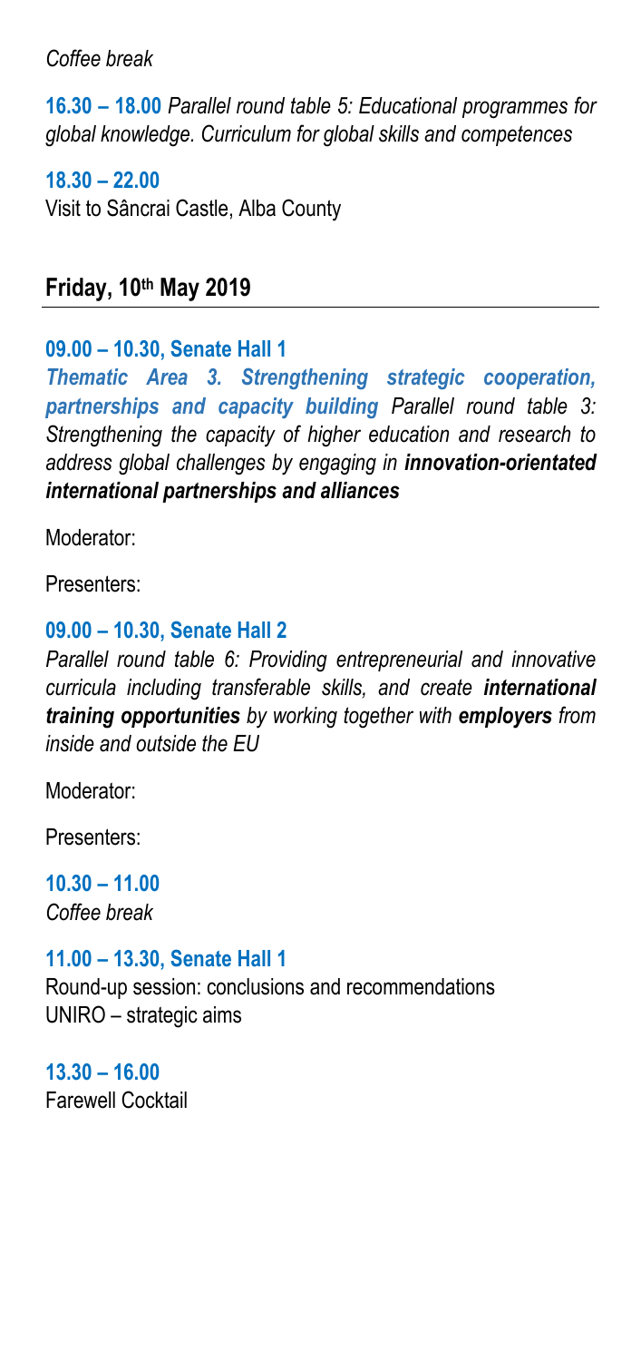*Coffee break*

**16.30 – 18.00** *Parallel round table 5: Educational programmes for global knowledge. Curriculum for global skills and competences*

**18.30 – 22.00**
Visit to Sâncrai Castle, Alba County

## Friday, 10th May 2019

**09.00 – 10.30, Senate Hall 1**
***Thematic Area 3. Strengthening strategic cooperation, partnerships and capacity building*** *Parallel round table 3: Strengthening the capacity of higher education and research to address global challenges by engaging in* ***innovation-orientated international partnerships and alliances***

Moderator:

Presenters:

**09.00 – 10.30, Senate Hall 2**
*Parallel round table 6: Providing entrepreneurial and innovative curricula including transferable skills, and create* ***international training opportunities*** *by working together with* ***employers*** *from inside and outside the EU*

Moderator:

Presenters:

**10.30 – 11.00**
*Coffee break*

**11.00 – 13.30, Senate Hall 1**
Round-up session: conclusions and recommendations
UNIRO – strategic aims

**13.30 – 16.00**
Farewell Cocktail